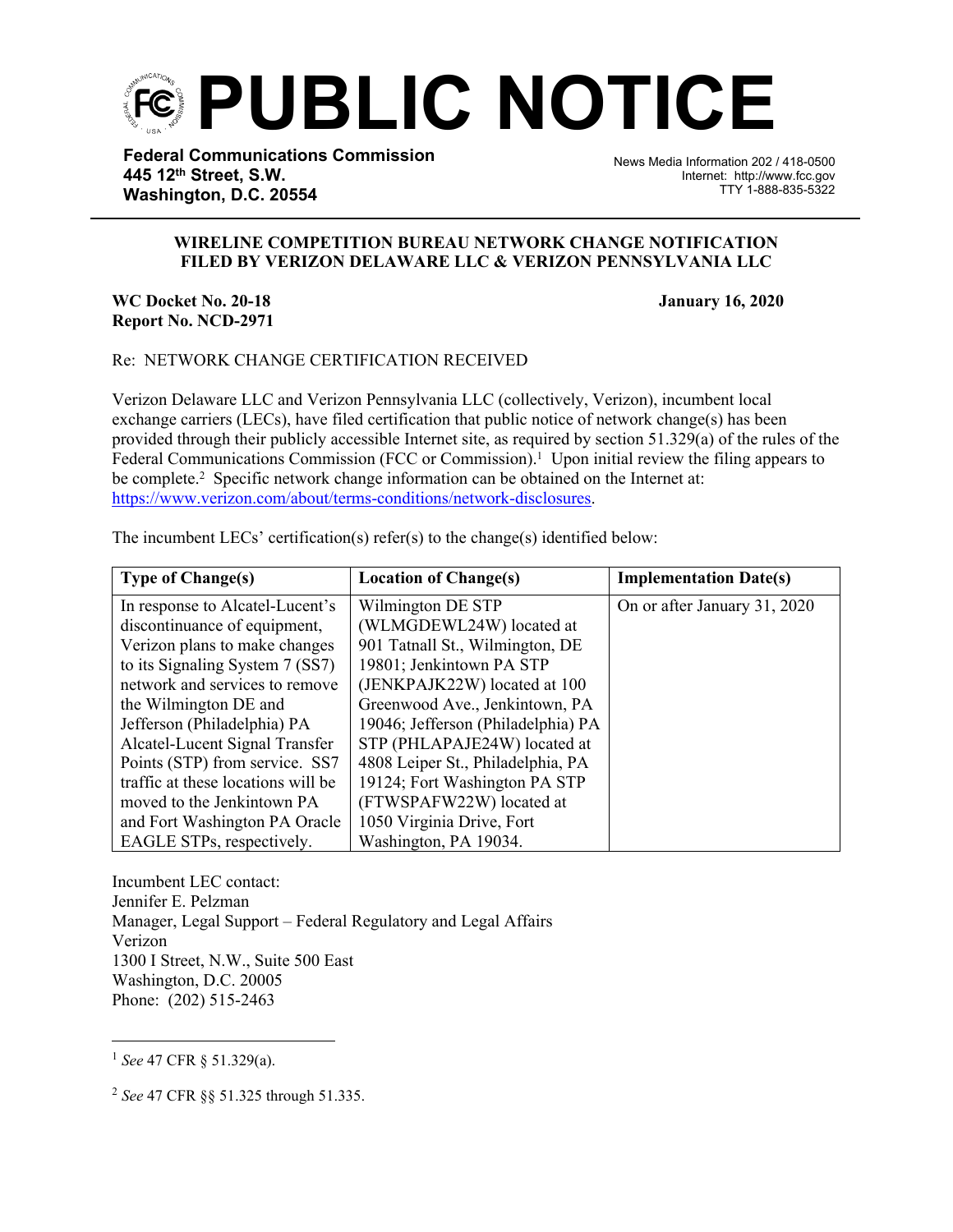# PUBLIC NOTICE

**Federal Communications Commission**
**445 12th Street, S.W.**
**Washington, D.C. 20554**

News Media Information 202 / 418-0500
Internet: http://www.fcc.gov
TTY 1-888-835-5322

**WIRELINE COMPETITION BUREAU NETWORK CHANGE NOTIFICATION FILED BY VERIZON DELAWARE LLC & VERIZON PENNSYLVANIA LLC**

**WC Docket No. 20-18**
**Report No. NCD-2971**

**January 16, 2020**

Re: NETWORK CHANGE CERTIFICATION RECEIVED

Verizon Delaware LLC and Verizon Pennsylvania LLC (collectively, Verizon), incumbent local exchange carriers (LECs), have filed certification that public notice of network change(s) has been provided through their publicly accessible Internet site, as required by section 51.329(a) of the rules of the Federal Communications Commission (FCC or Commission).[1] Upon initial review the filing appears to be complete.[2] Specific network change information can be obtained on the Internet at: https://www.verizon.com/about/terms-conditions/network-disclosures.

The incumbent LECs' certification(s) refer(s) to the change(s) identified below:

| Type of Change(s) | Location of Change(s) | Implementation Date(s) |
|---|---|---|
| In response to Alcatel-Lucent's discontinuance of equipment, Verizon plans to make changes to its Signaling System 7 (SS7) network and services to remove the Wilmington DE and Jefferson (Philadelphia) PA Alcatel-Lucent Signal Transfer Points (STP) from service. SS7 traffic at these locations will be moved to the Jenkintown PA and Fort Washington PA Oracle EAGLE STPs, respectively. | Wilmington DE STP (WLMGDEWL24W) located at 901 Tatnall St., Wilmington, DE 19801; Jenkintown PA STP (JENKPAJK22W) located at 100 Greenwood Ave., Jenkintown, PA 19046; Jefferson (Philadelphia) PA STP (PHLAPAJE24W) located at 4808 Leiper St., Philadelphia, PA 19124; Fort Washington PA STP (FTWSPAFW22W) located at 1050 Virginia Drive, Fort Washington, PA 19034. | On or after January 31, 2020 |

Incumbent LEC contact:
Jennifer E. Pelzman
Manager, Legal Support – Federal Regulatory and Legal Affairs
Verizon
1300 I Street, N.W., Suite 500 East
Washington, D.C. 20005
Phone: (202) 515-2463

---

[1] *See* 47 CFR § 51.329(a).

[2] *See* 47 CFR §§ 51.325 through 51.335.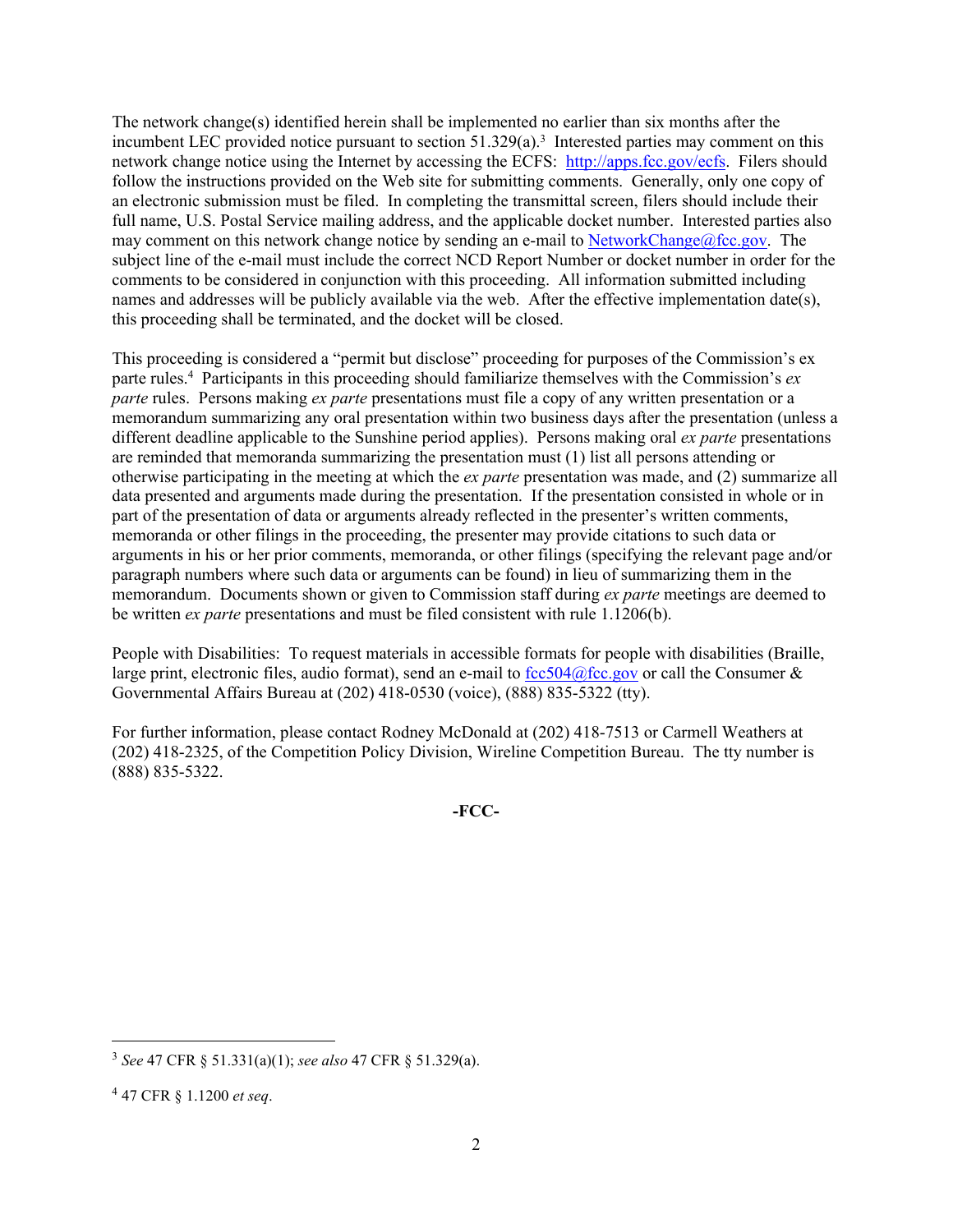The network change(s) identified herein shall be implemented no earlier than six months after the incumbent LEC provided notice pursuant to section 51.329(a).[3] Interested parties may comment on this network change notice using the Internet by accessing the ECFS: http://apps.fcc.gov/ecfs. Filers should follow the instructions provided on the Web site for submitting comments. Generally, only one copy of an electronic submission must be filed. In completing the transmittal screen, filers should include their full name, U.S. Postal Service mailing address, and the applicable docket number. Interested parties also may comment on this network change notice by sending an e-mail to NetworkChange@fcc.gov. The subject line of the e-mail must include the correct NCD Report Number or docket number in order for the comments to be considered in conjunction with this proceeding. All information submitted including names and addresses will be publicly available via the web. After the effective implementation date(s), this proceeding shall be terminated, and the docket will be closed.

This proceeding is considered a "permit but disclose" proceeding for purposes of the Commission's ex parte rules.[4] Participants in this proceeding should familiarize themselves with the Commission's *ex parte* rules. Persons making *ex parte* presentations must file a copy of any written presentation or a memorandum summarizing any oral presentation within two business days after the presentation (unless a different deadline applicable to the Sunshine period applies). Persons making oral *ex parte* presentations are reminded that memoranda summarizing the presentation must (1) list all persons attending or otherwise participating in the meeting at which the *ex parte* presentation was made, and (2) summarize all data presented and arguments made during the presentation. If the presentation consisted in whole or in part of the presentation of data or arguments already reflected in the presenter's written comments, memoranda or other filings in the proceeding, the presenter may provide citations to such data or arguments in his or her prior comments, memoranda, or other filings (specifying the relevant page and/or paragraph numbers where such data or arguments can be found) in lieu of summarizing them in the memorandum. Documents shown or given to Commission staff during *ex parte* meetings are deemed to be written *ex parte* presentations and must be filed consistent with rule 1.1206(b).

People with Disabilities: To request materials in accessible formats for people with disabilities (Braille, large print, electronic files, audio format), send an e-mail to fcc504@fcc.gov or call the Consumer & Governmental Affairs Bureau at (202) 418-0530 (voice), (888) 835-5322 (tty).

For further information, please contact Rodney McDonald at (202) 418-7513 or Carmell Weathers at (202) 418-2325, of the Competition Policy Division, Wireline Competition Bureau. The tty number is (888) 835-5322.

**-FCC-**

---

[3] *See* 47 CFR § 51.331(a)(1); *see also* 47 CFR § 51.329(a).

[4] 47 CFR § 1.1200 *et seq*.